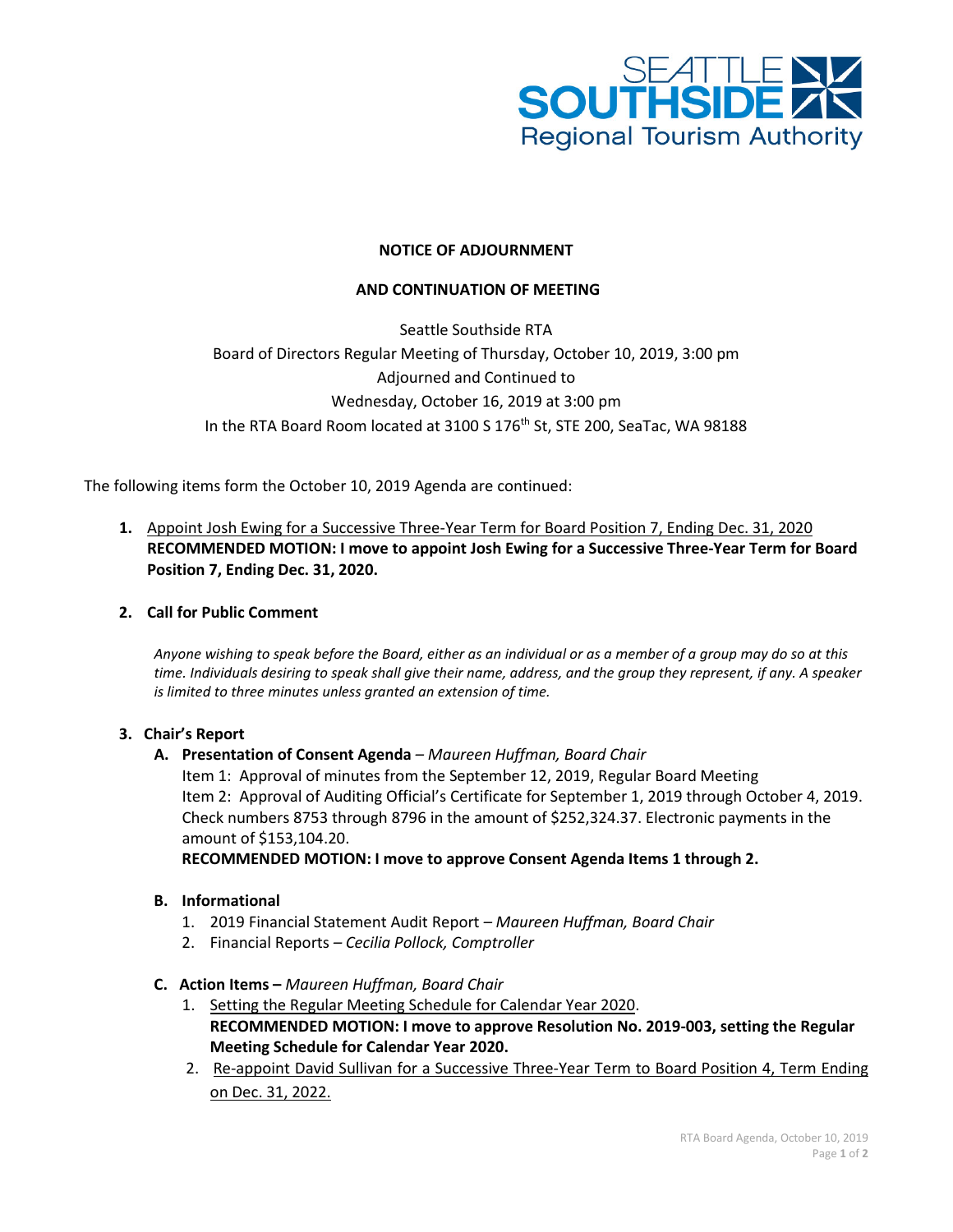**NOTICE OF ADJOURNMENT**

**AND CONTINUATION OF MEETING**

Seattle Southside RTA
Board of Directors Regular Meeting of Thursday, October 10, 2019, 3:00 pm
Adjourned and Continued to
Wednesday, October 16, 2019 at 3:00 pm
In the RTA Board Room located at 3100 S 176th St, STE 200, SeaTac, WA 98188

The following items form the October 10, 2019 Agenda are continued:

1. Appoint Josh Ewing for a Successive Three-Year Term for Board Position 7, Ending Dec. 31, 2020
   **RECOMMENDED MOTION: I move to appoint Josh Ewing for a Successive Three-Year Term for Board Position 7, Ending Dec. 31, 2020.**

2. **Call for Public Comment**

   *Anyone wishing to speak before the Board, either as an individual or as a member of a group may do so at this time. Individuals desiring to speak shall give their name, address, and the group they represent, if any. A speaker is limited to three minutes unless granted an extension of time.*

3. **Chair's Report**
   - **A. Presentation of Consent Agenda** – *Maureen Huffman, Board Chair*
     Item 1: Approval of minutes from the September 12, 2019, Regular Board Meeting
     Item 2: Approval of Auditing Official's Certificate for September 1, 2019 through October 4, 2019. Check numbers 8753 through 8796 in the amount of $252,324.37. Electronic payments in the amount of $153,104.20.
     **RECOMMENDED MOTION: I move to approve Consent Agenda Items 1 through 2.**
   - **B. Informational**
     1. 2019 Financial Statement Audit Report – *Maureen Huffman, Board Chair*
     2. Financial Reports – *Cecilia Pollock, Comptroller*
   - **C. Action Items –** *Maureen Huffman, Board Chair*
     1. Setting the Regular Meeting Schedule for Calendar Year 2020.
        **RECOMMENDED MOTION: I move to approve Resolution No. 2019-003, setting the Regular Meeting Schedule for Calendar Year 2020.**
     2. Re-appoint David Sullivan for a Successive Three-Year Term to Board Position 4, Term Ending on Dec. 31, 2022.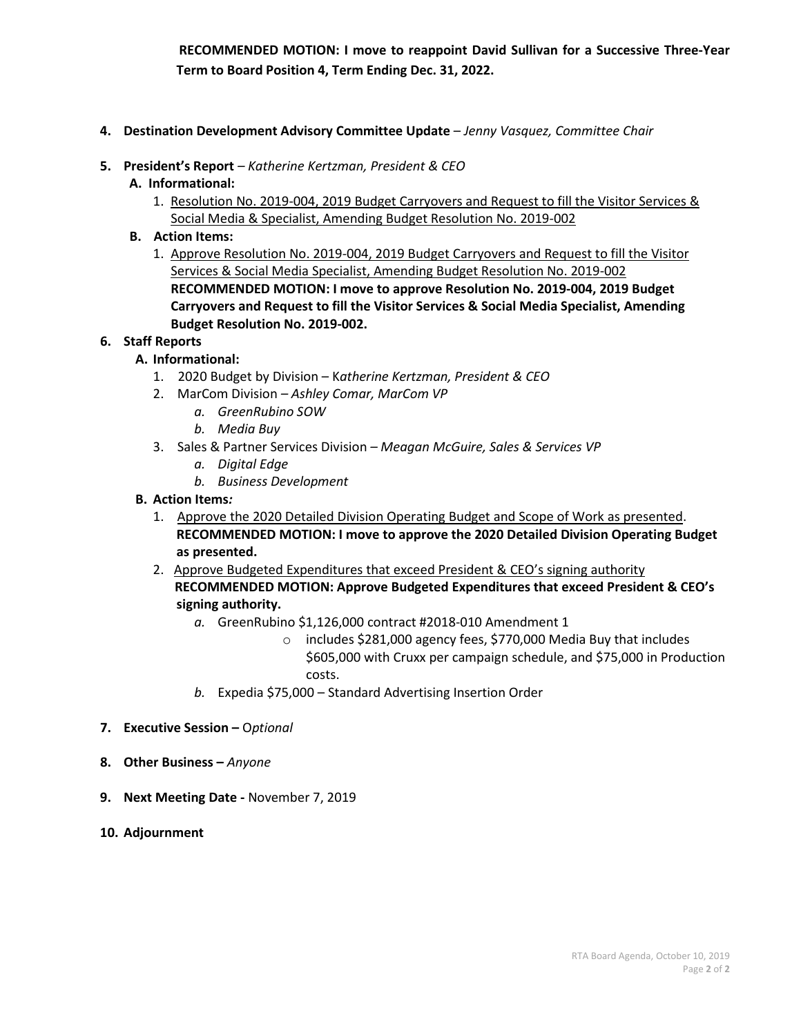**RECOMMENDED MOTION: I move to reappoint David Sullivan for a Successive Three-Year Term to Board Position 4, Term Ending Dec. 31, 2022.**

4. **Destination Development Advisory Committee Update** – *Jenny Vasquez, Committee Chair*

5. **President's Report** – *Katherine Kertzman, President & CEO*
   - **A. Informational:**
     1. Resolution No. 2019-004, 2019 Budget Carryovers and Request to fill the Visitor Services & Social Media & Specialist, Amending Budget Resolution No. 2019-002
   - **B. Action Items:**
     1. Approve Resolution No. 2019-004, 2019 Budget Carryovers and Request to fill the Visitor Services & Social Media Specialist, Amending Budget Resolution No. 2019-002
        **RECOMMENDED MOTION: I move to approve Resolution No. 2019-004, 2019 Budget Carryovers and Request to fill the Visitor Services & Social Media Specialist, Amending Budget Resolution No. 2019-002.**

6. **Staff Reports**
   - **A. Informational:**
     1. 2020 Budget by Division – K*atherine Kertzman, President & CEO*
     2. MarCom Division – *Ashley Comar, MarCom VP*
        - *a. GreenRubino SOW*
        - *b. Media Buy*
     3. Sales & Partner Services Division – *Meagan McGuire, Sales & Services VP*
        - *a. Digital Edge*
        - *b. Business Development*
   - **B. Action Items*:***
     1. Approve the 2020 Detailed Division Operating Budget and Scope of Work as presented.
        **RECOMMENDED MOTION: I move to approve the 2020 Detailed Division Operating Budget as presented.**
     2. Approve Budgeted Expenditures that exceed President & CEO's signing authority
        **RECOMMENDED MOTION: Approve Budgeted Expenditures that exceed President & CEO's signing authority.**
        - *a.* GreenRubino $1,126,000 contract #2018-010 Amendment 1
          - includes $281,000 agency fees, $770,000 Media Buy that includes $605,000 with Cruxx per campaign schedule, and $75,000 in Production costs.
        - *b.* Expedia $75,000 – Standard Advertising Insertion Order

7. **Executive Session –** O*ptional*

8. **Other Business –** *Anyone*

9. **Next Meeting Date -** November 7, 2019

10. **Adjournment**